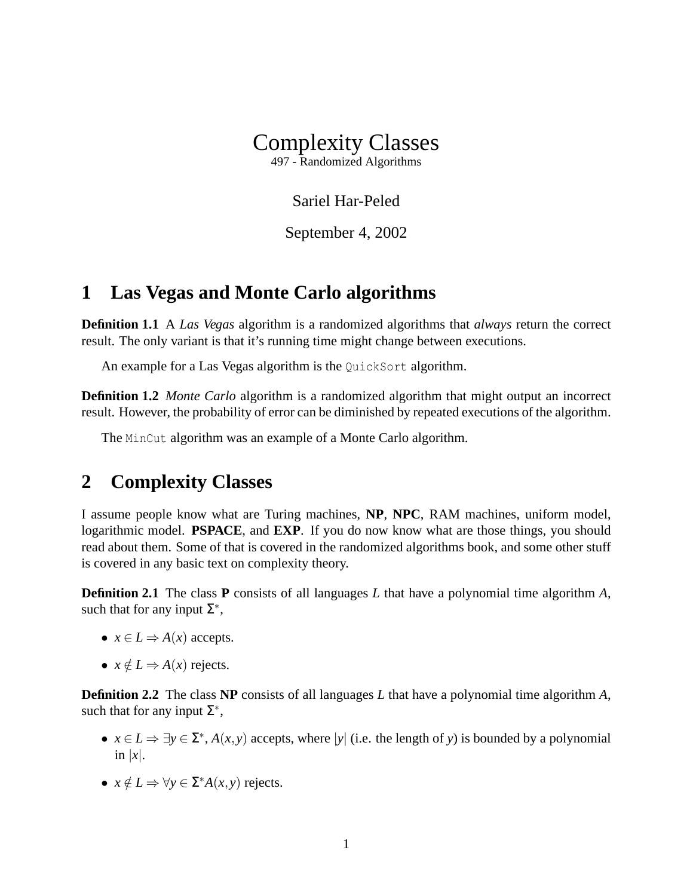# Complexity Classes

497 - Randomized Algorithms

Sariel Har-Peled

September 4, 2002

## 1 Las Vegas and Monte Carlo algorithms

**Definition 1.1** A *Las Vegas* algorithm is a randomized algorithms that *always* return the correct result. The only variant is that it's running time might change between executions.

An example for a Las Vegas algorithm is the `QuickSort` algorithm.

**Definition 1.2** *Monte Carlo* algorithm is a randomized algorithm that might output an incorrect result. However, the probability of error can be diminished by repeated executions of the algorithm.

The `MinCut` algorithm was an example of a Monte Carlo algorithm.

## 2 Complexity Classes

I assume people know what are Turing machines, **NP**, **NPC**, RAM machines, uniform model, logarithmic model. **PSPACE**, and **EXP**. If you do now know what are those things, you should read about them. Some of that is covered in the randomized algorithms book, and some other stuff is covered in any basic text on complexity theory.

**Definition 2.1** The class **P** consists of all languages $L$ that have a polynomial time algorithm $A$, such that for any input $\Sigma^*$,

- $x \in L \Rightarrow A(x)$ accepts.
- $x \notin L \Rightarrow A(x)$ rejects.

**Definition 2.2** The class **NP** consists of all languages $L$ that have a polynomial time algorithm $A$, such that for any input $\Sigma^*$,

- $x \in L \Rightarrow \exists y \in \Sigma^*$, $A(x,y)$ accepts, where $|y|$ (i.e. the length of $y$) is bounded by a polynomial in $|x|$.
- $x \notin L \Rightarrow \forall y \in \Sigma^* A(x,y)$ rejects.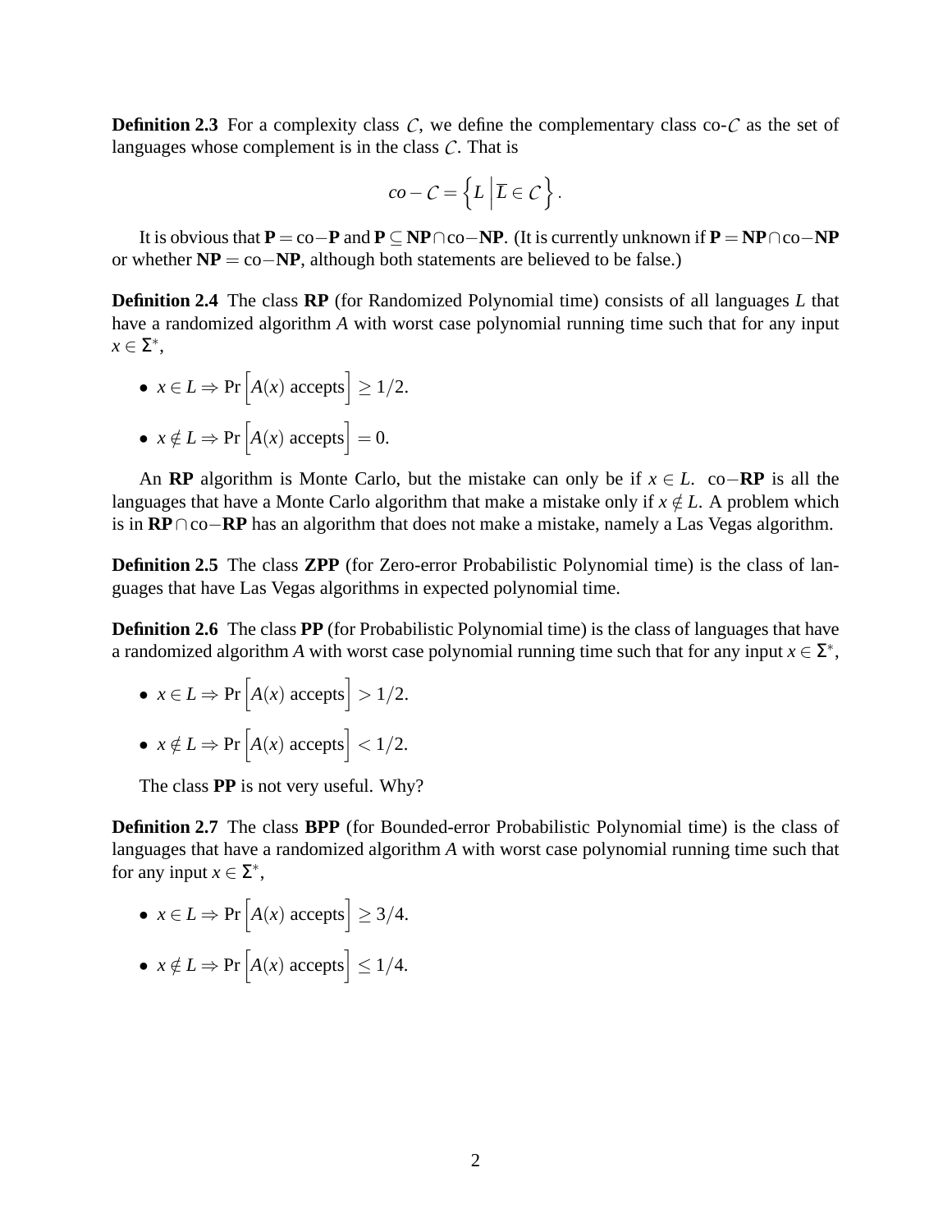**Definition 2.3** For a complexity class $\mathcal{C}$, we define the complementary class co-$\mathcal{C}$ as the set of languages whose complement is in the class $\mathcal{C}$. That is

$$co-\mathcal{C} = \left\{ L \,\middle|\, \overline{L} \in \mathcal{C} \right\}.$$

It is obvious that $\mathbf{P} = \text{co}-\mathbf{P}$ and $\mathbf{P} \subseteq \mathbf{NP} \cap \text{co}-\mathbf{NP}$. (It is currently unknown if $\mathbf{P} = \mathbf{NP} \cap \text{co}-\mathbf{NP}$ or whether $\mathbf{NP} = \text{co}-\mathbf{NP}$, although both statements are believed to be false.)

**Definition 2.4** The class **RP** (for Randomized Polynomial time) consists of all languages $L$ that have a randomized algorithm $A$ with worst case polynomial running time such that for any input $x \in \Sigma^*$,

- $x \in L \Rightarrow \Pr\left[A(x) \text{ accepts}\right] \geq 1/2$.
- $x \notin L \Rightarrow \Pr\left[A(x) \text{ accepts}\right] = 0$.

An **RP** algorithm is Monte Carlo, but the mistake can only be if $x \in L$. co$-$**RP** is all the languages that have a Monte Carlo algorithm that make a mistake only if $x \notin L$. A problem which is in $\mathbf{RP} \cap \text{co}-\mathbf{RP}$ has an algorithm that does not make a mistake, namely a Las Vegas algorithm.

**Definition 2.5** The class **ZPP** (for Zero-error Probabilistic Polynomial time) is the class of languages that have Las Vegas algorithms in expected polynomial time.

**Definition 2.6** The class **PP** (for Probabilistic Polynomial time) is the class of languages that have a randomized algorithm $A$ with worst case polynomial running time such that for any input $x \in \Sigma^*$,

- $x \in L \Rightarrow \Pr\left[A(x) \text{ accepts}\right] > 1/2$.
- $x \notin L \Rightarrow \Pr\left[A(x) \text{ accepts}\right] < 1/2$.

The class **PP** is not very useful. Why?

**Definition 2.7** The class **BPP** (for Bounded-error Probabilistic Polynomial time) is the class of languages that have a randomized algorithm $A$ with worst case polynomial running time such that for any input $x \in \Sigma^*$,

- $x \in L \Rightarrow \Pr\left[A(x) \text{ accepts}\right] \geq 3/4$.
- $x \notin L \Rightarrow \Pr\left[A(x) \text{ accepts}\right] \leq 1/4$.